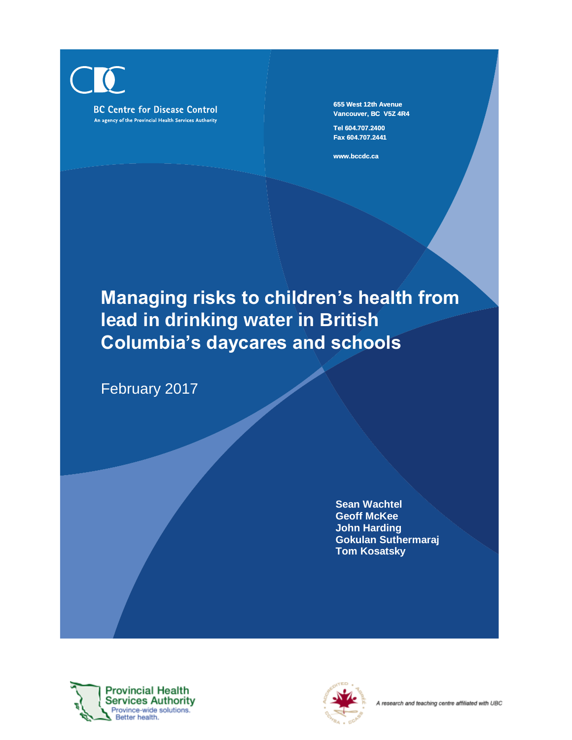BC Centre for Disease Control

An agency of the Provincial Health Services Authority

655 West 12th Avenue
Vancouver, BC V5Z 4R4

Tel 604.707.2400
Fax 604.707.2441

www.bccdc.ca

# Managing risks to children's health from lead in drinking water in British Columbia's daycares and schools

February 2017

**Sean Wachtel**
**Geoff McKee**
**John Harding**
**Gokulan Suthermaraj**
**Tom Kosatsky**

Provincial Health Services Authority
Province-wide solutions. Better health.

*A research and teaching centre affiliated with UBC*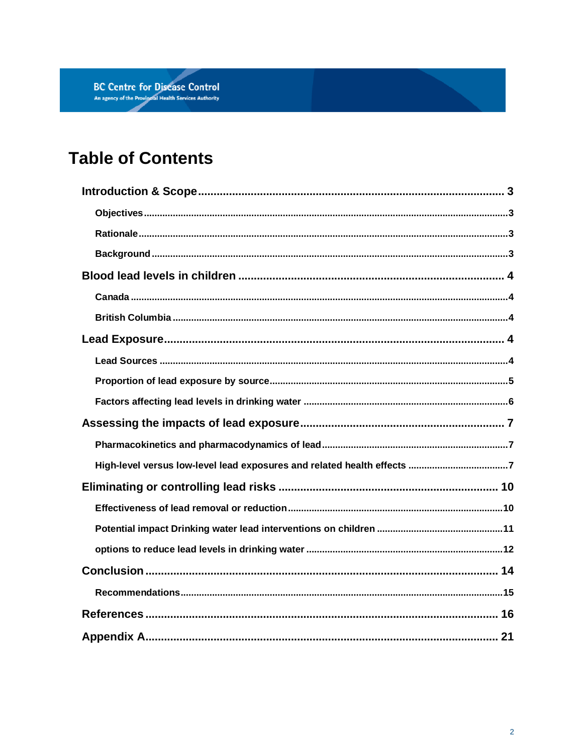# Table of Contents

- **Introduction & Scope** ..... 3
  - Objectives ..... 3
  - Rationale ..... 3
  - Background ..... 3
- **Blood lead levels in children** ..... 4
  - Canada ..... 4
  - British Columbia ..... 4
- **Lead Exposure** ..... 4
  - Lead Sources ..... 4
  - Proportion of lead exposure by source ..... 5
  - Factors affecting lead levels in drinking water ..... 6
- **Assessing the impacts of lead exposure** ..... 7
  - Pharmacokinetics and pharmacodynamics of lead ..... 7
  - High-level versus low-level lead exposures and related health effects ..... 7
- **Eliminating or controlling lead risks** ..... 10
  - Effectiveness of lead removal or reduction ..... 10
  - Potential impact Drinking water lead interventions on children ..... 11
  - options to reduce lead levels in drinking water ..... 12
- **Conclusion** ..... 14
  - Recommendations ..... 15
- **References** ..... 16
- **Appendix A** ..... 21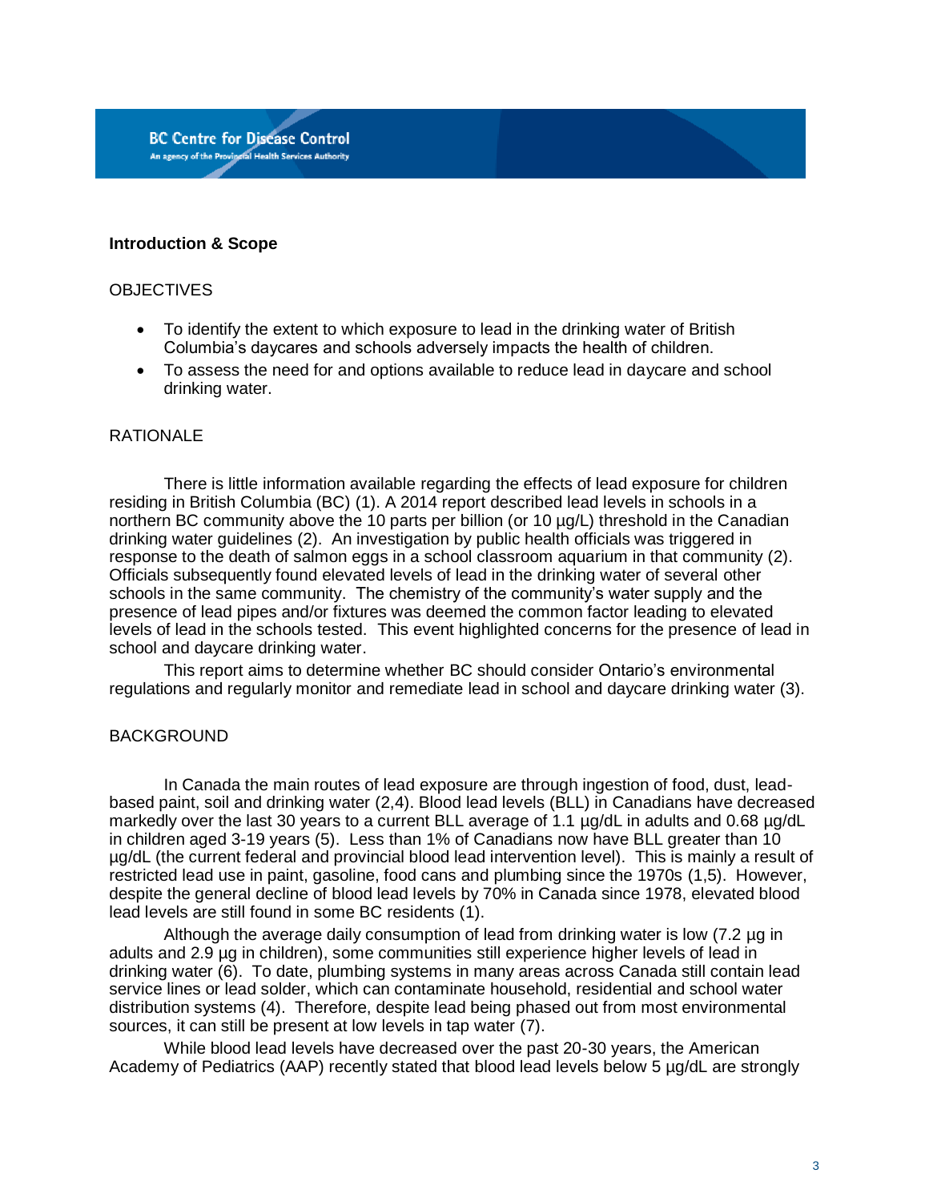## Introduction & Scope

### OBJECTIVES

- To identify the extent to which exposure to lead in the drinking water of British Columbia's daycares and schools adversely impacts the health of children.
- To assess the need for and options available to reduce lead in daycare and school drinking water.

### RATIONALE

There is little information available regarding the effects of lead exposure for children residing in British Columbia (BC) (1). A 2014 report described lead levels in schools in a northern BC community above the 10 parts per billion (or 10 µg/L) threshold in the Canadian drinking water guidelines (2). An investigation by public health officials was triggered in response to the death of salmon eggs in a school classroom aquarium in that community (2). Officials subsequently found elevated levels of lead in the drinking water of several other schools in the same community. The chemistry of the community's water supply and the presence of lead pipes and/or fixtures was deemed the common factor leading to elevated levels of lead in the schools tested. This event highlighted concerns for the presence of lead in school and daycare drinking water.

This report aims to determine whether BC should consider Ontario's environmental regulations and regularly monitor and remediate lead in school and daycare drinking water (3).

### BACKGROUND

In Canada the main routes of lead exposure are through ingestion of food, dust, lead-based paint, soil and drinking water (2,4). Blood lead levels (BLL) in Canadians have decreased markedly over the last 30 years to a current BLL average of 1.1 µg/dL in adults and 0.68 µg/dL in children aged 3-19 years (5). Less than 1% of Canadians now have BLL greater than 10 µg/dL (the current federal and provincial blood lead intervention level). This is mainly a result of restricted lead use in paint, gasoline, food cans and plumbing since the 1970s (1,5). However, despite the general decline of blood lead levels by 70% in Canada since 1978, elevated blood lead levels are still found in some BC residents (1).

Although the average daily consumption of lead from drinking water is low (7.2 µg in adults and 2.9 µg in children), some communities still experience higher levels of lead in drinking water (6). To date, plumbing systems in many areas across Canada still contain lead service lines or lead solder, which can contaminate household, residential and school water distribution systems (4). Therefore, despite lead being phased out from most environmental sources, it can still be present at low levels in tap water (7).

While blood lead levels have decreased over the past 20-30 years, the American Academy of Pediatrics (AAP) recently stated that blood lead levels below 5 µg/dL are strongly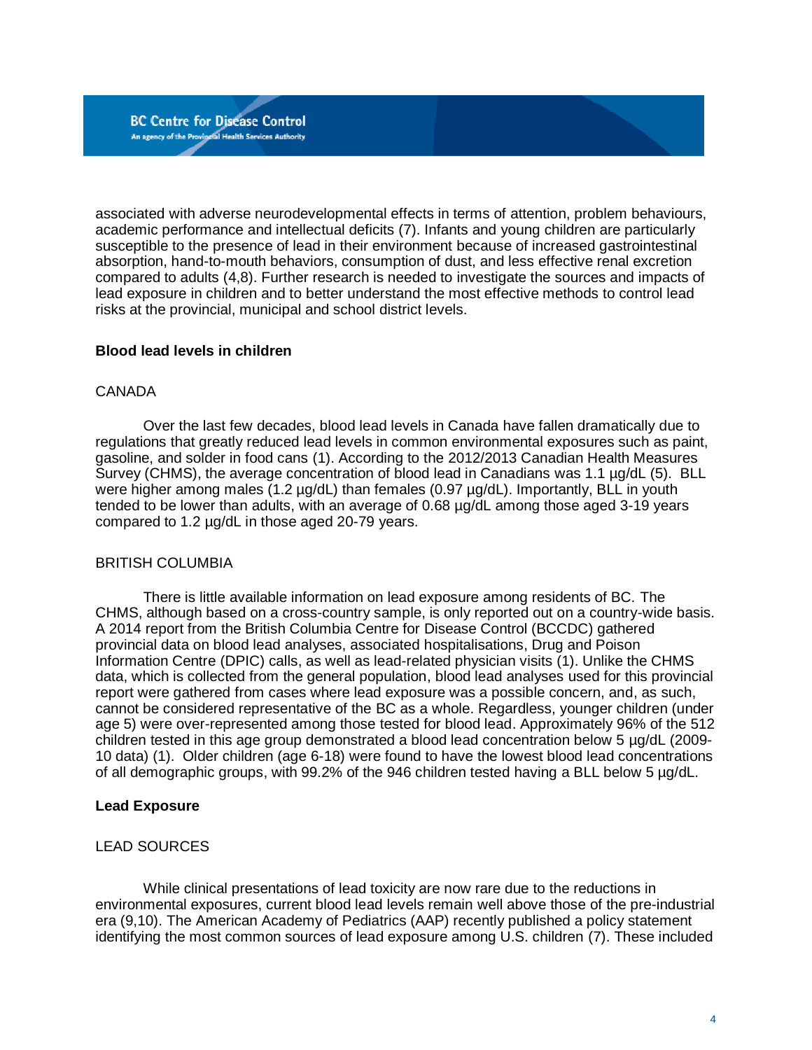associated with adverse neurodevelopmental effects in terms of attention, problem behaviours, academic performance and intellectual deficits (7). Infants and young children are particularly susceptible to the presence of lead in their environment because of increased gastrointestinal absorption, hand-to-mouth behaviors, consumption of dust, and less effective renal excretion compared to adults (4,8). Further research is needed to investigate the sources and impacts of lead exposure in children and to better understand the most effective methods to control lead risks at the provincial, municipal and school district levels.

**Blood lead levels in children**

CANADA

Over the last few decades, blood lead levels in Canada have fallen dramatically due to regulations that greatly reduced lead levels in common environmental exposures such as paint, gasoline, and solder in food cans (1). According to the 2012/2013 Canadian Health Measures Survey (CHMS), the average concentration of blood lead in Canadians was 1.1 µg/dL (5). BLL were higher among males (1.2 µg/dL) than females (0.97 µg/dL). Importantly, BLL in youth tended to be lower than adults, with an average of 0.68 µg/dL among those aged 3-19 years compared to 1.2 µg/dL in those aged 20-79 years.

BRITISH COLUMBIA

There is little available information on lead exposure among residents of BC. The CHMS, although based on a cross-country sample, is only reported out on a country-wide basis. A 2014 report from the British Columbia Centre for Disease Control (BCCDC) gathered provincial data on blood lead analyses, associated hospitalisations, Drug and Poison Information Centre (DPIC) calls, as well as lead-related physician visits (1). Unlike the CHMS data, which is collected from the general population, blood lead analyses used for this provincial report were gathered from cases where lead exposure was a possible concern, and, as such, cannot be considered representative of the BC as a whole. Regardless, younger children (under age 5) were over-represented among those tested for blood lead. Approximately 96% of the 512 children tested in this age group demonstrated a blood lead concentration below 5 µg/dL (2009-10 data) (1). Older children (age 6-18) were found to have the lowest blood lead concentrations of all demographic groups, with 99.2% of the 946 children tested having a BLL below 5 µg/dL.

**Lead Exposure**

LEAD SOURCES

While clinical presentations of lead toxicity are now rare due to the reductions in environmental exposures, current blood lead levels remain well above those of the pre-industrial era (9,10). The American Academy of Pediatrics (AAP) recently published a policy statement identifying the most common sources of lead exposure among U.S. children (7). These included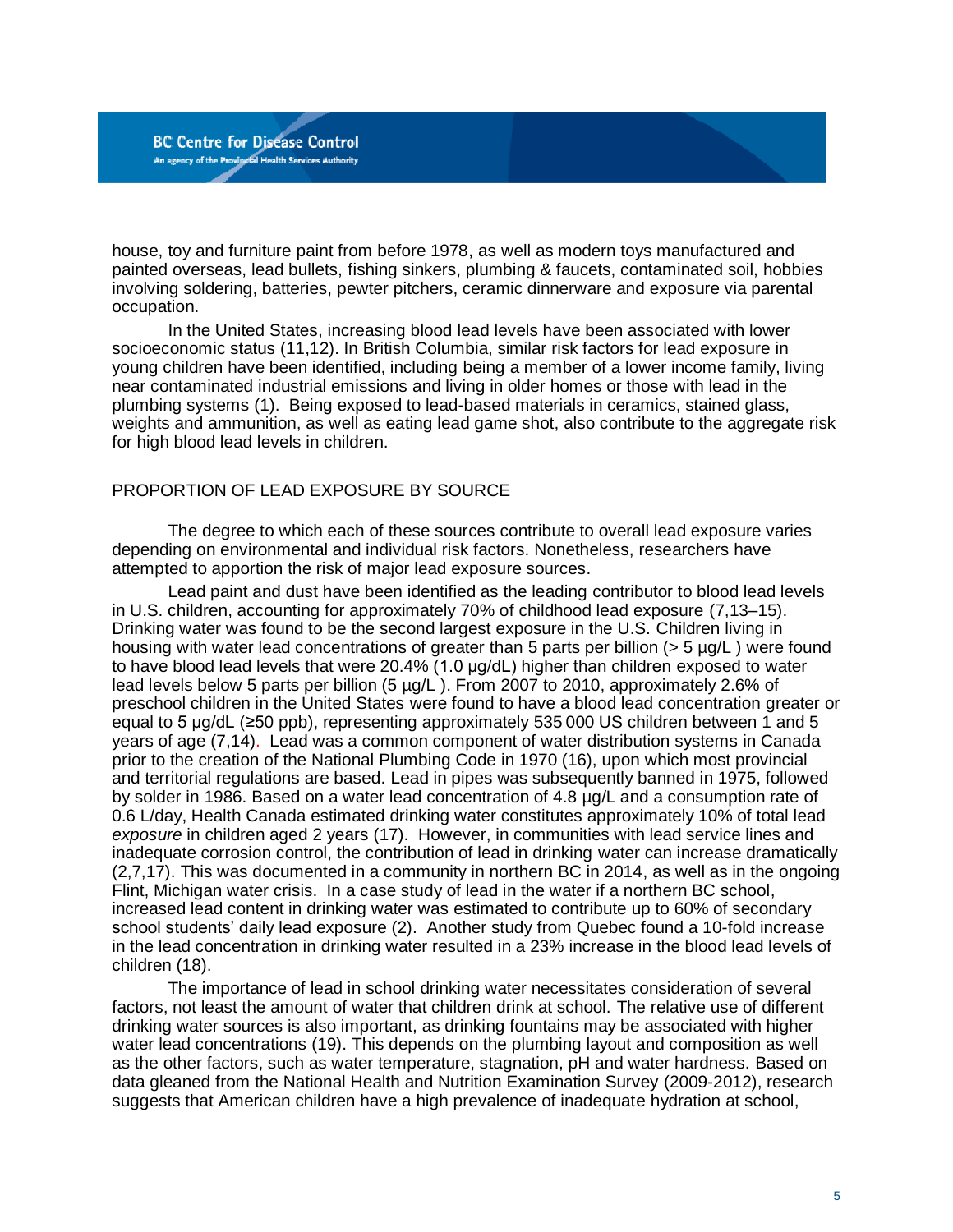house, toy and furniture paint from before 1978, as well as modern toys manufactured and painted overseas, lead bullets, fishing sinkers, plumbing & faucets, contaminated soil, hobbies involving soldering, batteries, pewter pitchers, ceramic dinnerware and exposure via parental occupation.

In the United States, increasing blood lead levels have been associated with lower socioeconomic status (11,12). In British Columbia, similar risk factors for lead exposure in young children have been identified, including being a member of a lower income family, living near contaminated industrial emissions and living in older homes or those with lead in the plumbing systems (1). Being exposed to lead-based materials in ceramics, stained glass, weights and ammunition, as well as eating lead game shot, also contribute to the aggregate risk for high blood lead levels in children.

## PROPORTION OF LEAD EXPOSURE BY SOURCE

The degree to which each of these sources contribute to overall lead exposure varies depending on environmental and individual risk factors. Nonetheless, researchers have attempted to apportion the risk of major lead exposure sources.

Lead paint and dust have been identified as the leading contributor to blood lead levels in U.S. children, accounting for approximately 70% of childhood lead exposure (7,13–15). Drinking water was found to be the second largest exposure in the U.S. Children living in housing with water lead concentrations of greater than 5 parts per billion (> 5 µg/L ) were found to have blood lead levels that were 20.4% (1.0 µg/dL) higher than children exposed to water lead levels below 5 parts per billion (5 µg/L ). From 2007 to 2010, approximately 2.6% of preschool children in the United States were found to have a blood lead concentration greater or equal to 5 µg/dL (≥50 ppb), representing approximately 535 000 US children between 1 and 5 years of age (7,14). Lead was a common component of water distribution systems in Canada prior to the creation of the National Plumbing Code in 1970 (16), upon which most provincial and territorial regulations are based. Lead in pipes was subsequently banned in 1975, followed by solder in 1986. Based on a water lead concentration of 4.8 µg/L and a consumption rate of 0.6 L/day, Health Canada estimated drinking water constitutes approximately 10% of total lead *exposure* in children aged 2 years (17). However, in communities with lead service lines and inadequate corrosion control, the contribution of lead in drinking water can increase dramatically (2,7,17). This was documented in a community in northern BC in 2014, as well as in the ongoing Flint, Michigan water crisis. In a case study of lead in the water if a northern BC school, increased lead content in drinking water was estimated to contribute up to 60% of secondary school students' daily lead exposure (2). Another study from Quebec found a 10-fold increase in the lead concentration in drinking water resulted in a 23% increase in the blood lead levels of children (18).

The importance of lead in school drinking water necessitates consideration of several factors, not least the amount of water that children drink at school. The relative use of different drinking water sources is also important, as drinking fountains may be associated with higher water lead concentrations (19). This depends on the plumbing layout and composition as well as the other factors, such as water temperature, stagnation, pH and water hardness. Based on data gleaned from the National Health and Nutrition Examination Survey (2009-2012), research suggests that American children have a high prevalence of inadequate hydration at school,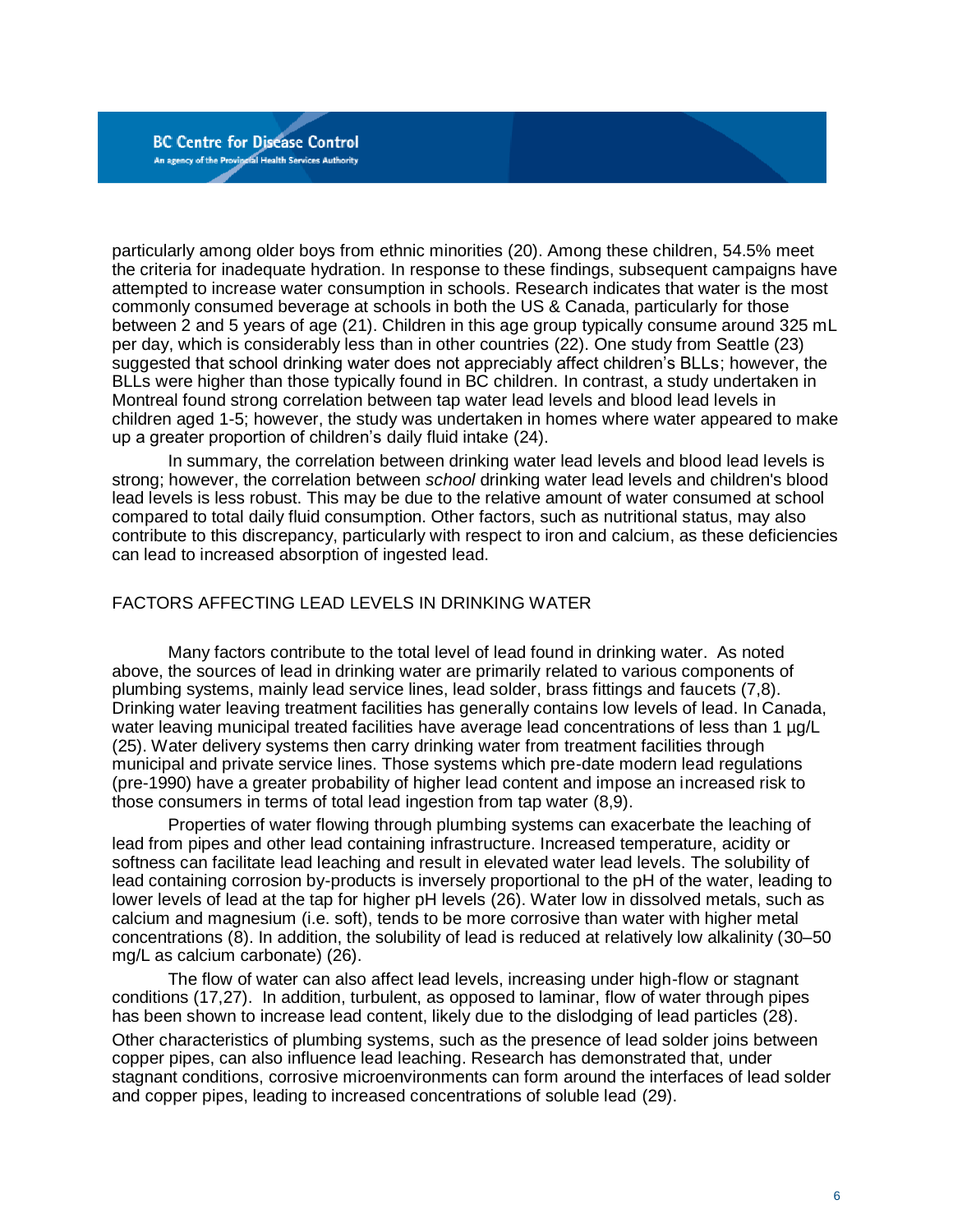particularly among older boys from ethnic minorities (20). Among these children, 54.5% meet the criteria for inadequate hydration. In response to these findings, subsequent campaigns have attempted to increase water consumption in schools. Research indicates that water is the most commonly consumed beverage at schools in both the US & Canada, particularly for those between 2 and 5 years of age (21). Children in this age group typically consume around 325 mL per day, which is considerably less than in other countries (22). One study from Seattle (23) suggested that school drinking water does not appreciably affect children's BLLs; however, the BLLs were higher than those typically found in BC children. In contrast, a study undertaken in Montreal found strong correlation between tap water lead levels and blood lead levels in children aged 1-5; however, the study was undertaken in homes where water appeared to make up a greater proportion of children's daily fluid intake (24).

In summary, the correlation between drinking water lead levels and blood lead levels is strong; however, the correlation between *school* drinking water lead levels and children's blood lead levels is less robust. This may be due to the relative amount of water consumed at school compared to total daily fluid consumption. Other factors, such as nutritional status, may also contribute to this discrepancy, particularly with respect to iron and calcium, as these deficiencies can lead to increased absorption of ingested lead.

## FACTORS AFFECTING LEAD LEVELS IN DRINKING WATER

Many factors contribute to the total level of lead found in drinking water. As noted above, the sources of lead in drinking water are primarily related to various components of plumbing systems, mainly lead service lines, lead solder, brass fittings and faucets (7,8). Drinking water leaving treatment facilities has generally contains low levels of lead. In Canada, water leaving municipal treated facilities have average lead concentrations of less than 1 µg/L (25). Water delivery systems then carry drinking water from treatment facilities through municipal and private service lines. Those systems which pre-date modern lead regulations (pre-1990) have a greater probability of higher lead content and impose an increased risk to those consumers in terms of total lead ingestion from tap water (8,9).

Properties of water flowing through plumbing systems can exacerbate the leaching of lead from pipes and other lead containing infrastructure. Increased temperature, acidity or softness can facilitate lead leaching and result in elevated water lead levels. The solubility of lead containing corrosion by-products is inversely proportional to the pH of the water, leading to lower levels of lead at the tap for higher pH levels (26). Water low in dissolved metals, such as calcium and magnesium (i.e. soft), tends to be more corrosive than water with higher metal concentrations (8). In addition, the solubility of lead is reduced at relatively low alkalinity (30–50 mg/L as calcium carbonate) (26).

The flow of water can also affect lead levels, increasing under high-flow or stagnant conditions (17,27). In addition, turbulent, as opposed to laminar, flow of water through pipes has been shown to increase lead content, likely due to the dislodging of lead particles (28). Other characteristics of plumbing systems, such as the presence of lead solder joins between copper pipes, can also influence lead leaching. Research has demonstrated that, under stagnant conditions, corrosive microenvironments can form around the interfaces of lead solder and copper pipes, leading to increased concentrations of soluble lead (29).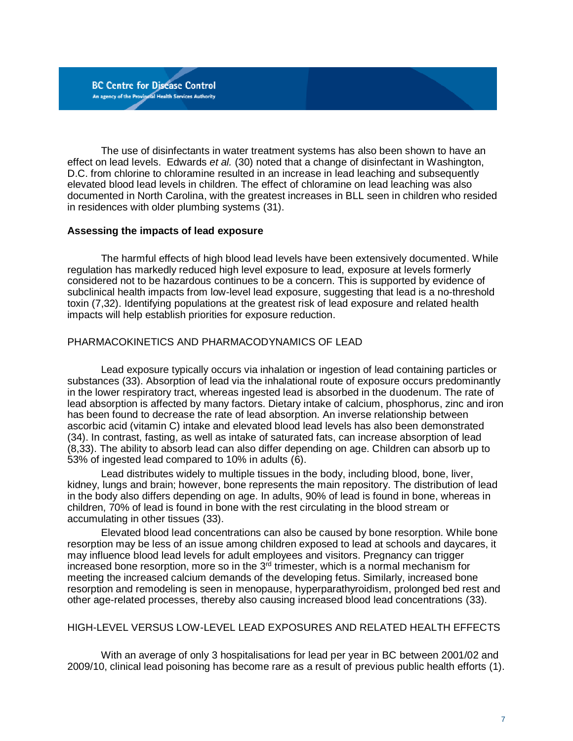The use of disinfectants in water treatment systems has also been shown to have an effect on lead levels. Edwards *et al.* (30) noted that a change of disinfectant in Washington, D.C. from chlorine to chloramine resulted in an increase in lead leaching and subsequently elevated blood lead levels in children. The effect of chloramine on lead leaching was also documented in North Carolina, with the greatest increases in BLL seen in children who resided in residences with older plumbing systems (31).

## Assessing the impacts of lead exposure

The harmful effects of high blood lead levels have been extensively documented. While regulation has markedly reduced high level exposure to lead, exposure at levels formerly considered not to be hazardous continues to be a concern. This is supported by evidence of subclinical health impacts from low-level lead exposure, suggesting that lead is a no-threshold toxin (7,32). Identifying populations at the greatest risk of lead exposure and related health impacts will help establish priorities for exposure reduction.

### PHARMACOKINETICS AND PHARMACODYNAMICS OF LEAD

Lead exposure typically occurs via inhalation or ingestion of lead containing particles or substances (33). Absorption of lead via the inhalational route of exposure occurs predominantly in the lower respiratory tract, whereas ingested lead is absorbed in the duodenum. The rate of lead absorption is affected by many factors. Dietary intake of calcium, phosphorus, zinc and iron has been found to decrease the rate of lead absorption. An inverse relationship between ascorbic acid (vitamin C) intake and elevated blood lead levels has also been demonstrated (34). In contrast, fasting, as well as intake of saturated fats, can increase absorption of lead (8,33). The ability to absorb lead can also differ depending on age. Children can absorb up to 53% of ingested lead compared to 10% in adults (6).

Lead distributes widely to multiple tissues in the body, including blood, bone, liver, kidney, lungs and brain; however, bone represents the main repository. The distribution of lead in the body also differs depending on age. In adults, 90% of lead is found in bone, whereas in children, 70% of lead is found in bone with the rest circulating in the blood stream or accumulating in other tissues (33).

Elevated blood lead concentrations can also be caused by bone resorption. While bone resorption may be less of an issue among children exposed to lead at schools and daycares, it may influence blood lead levels for adult employees and visitors. Pregnancy can trigger increased bone resorption, more so in the 3rd trimester, which is a normal mechanism for meeting the increased calcium demands of the developing fetus. Similarly, increased bone resorption and remodeling is seen in menopause, hyperparathyroidism, prolonged bed rest and other age-related processes, thereby also causing increased blood lead concentrations (33).

### HIGH-LEVEL VERSUS LOW-LEVEL LEAD EXPOSURES AND RELATED HEALTH EFFECTS

With an average of only 3 hospitalisations for lead per year in BC between 2001/02 and 2009/10, clinical lead poisoning has become rare as a result of previous public health efforts (1).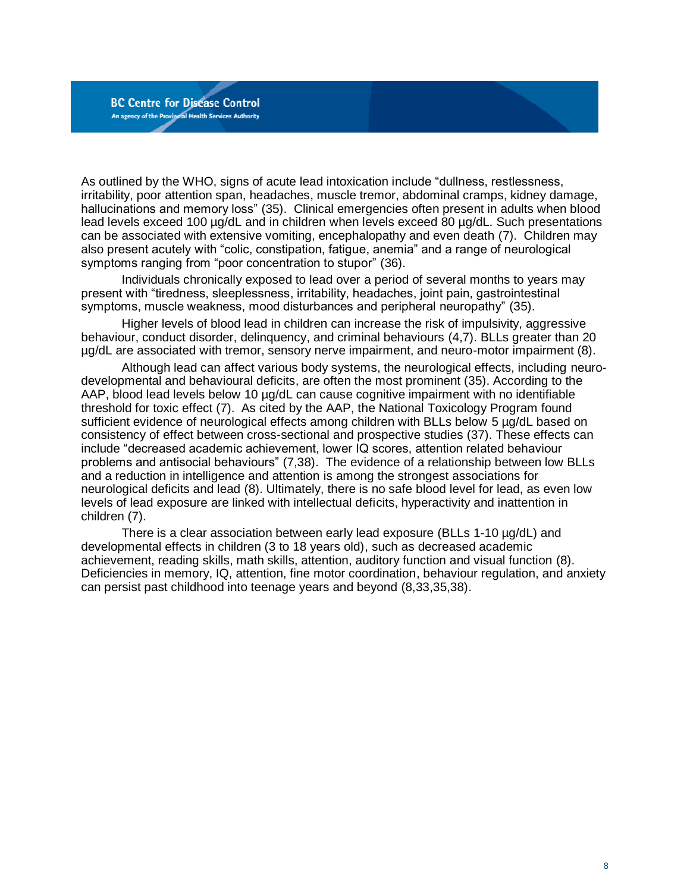As outlined by the WHO, signs of acute lead intoxication include "dullness, restlessness, irritability, poor attention span, headaches, muscle tremor, abdominal cramps, kidney damage, hallucinations and memory loss" (35). Clinical emergencies often present in adults when blood lead levels exceed 100 µg/dL and in children when levels exceed 80 µg/dL. Such presentations can be associated with extensive vomiting, encephalopathy and even death (7). Children may also present acutely with "colic, constipation, fatigue, anemia" and a range of neurological symptoms ranging from "poor concentration to stupor" (36).

Individuals chronically exposed to lead over a period of several months to years may present with "tiredness, sleeplessness, irritability, headaches, joint pain, gastrointestinal symptoms, muscle weakness, mood disturbances and peripheral neuropathy" (35).

Higher levels of blood lead in children can increase the risk of impulsivity, aggressive behaviour, conduct disorder, delinquency, and criminal behaviours (4,7). BLLs greater than 20 µg/dL are associated with tremor, sensory nerve impairment, and neuro-motor impairment (8).

Although lead can affect various body systems, the neurological effects, including neuro-developmental and behavioural deficits, are often the most prominent (35). According to the AAP, blood lead levels below 10 µg/dL can cause cognitive impairment with no identifiable threshold for toxic effect (7). As cited by the AAP, the National Toxicology Program found sufficient evidence of neurological effects among children with BLLs below 5 µg/dL based on consistency of effect between cross-sectional and prospective studies (37). These effects can include "decreased academic achievement, lower IQ scores, attention related behaviour problems and antisocial behaviours" (7,38). The evidence of a relationship between low BLLs and a reduction in intelligence and attention is among the strongest associations for neurological deficits and lead (8). Ultimately, there is no safe blood level for lead, as even low levels of lead exposure are linked with intellectual deficits, hyperactivity and inattention in children (7).

There is a clear association between early lead exposure (BLLs 1-10 µg/dL) and developmental effects in children (3 to 18 years old), such as decreased academic achievement, reading skills, math skills, attention, auditory function and visual function (8). Deficiencies in memory, IQ, attention, fine motor coordination, behaviour regulation, and anxiety can persist past childhood into teenage years and beyond (8,33,35,38).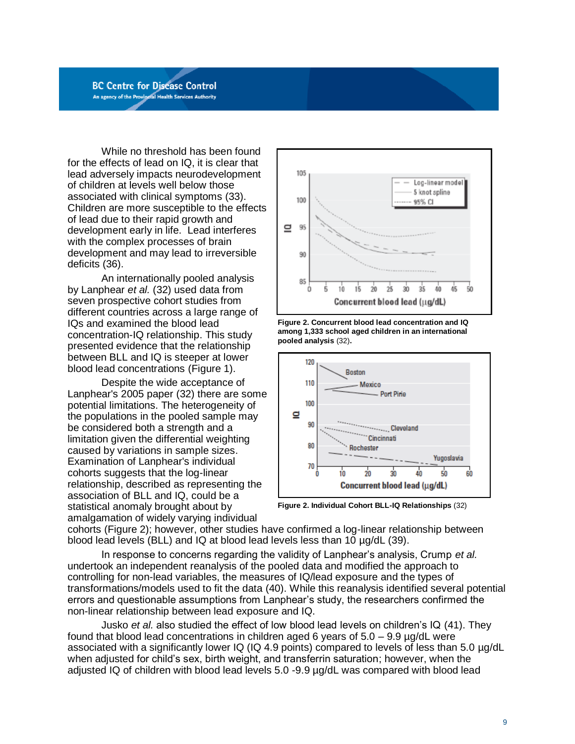While no threshold has been found for the effects of lead on IQ, it is clear that lead adversely impacts neurodevelopment of children at levels well below those associated with clinical symptoms (33). Children are more susceptible to the effects of lead due to their rapid growth and development early in life. Lead interferes with the complex processes of brain development and may lead to irreversible deficits (36).

An internationally pooled analysis by Lanphear *et al.* (32) used data from seven prospective cohort studies from different countries across a large range of IQs and examined the blood lead concentration-IQ relationship. This study presented evidence that the relationship between BLL and IQ is steeper at lower blood lead concentrations (Figure 1).

**Figure 2. Concurrent blood lead concentration and IQ among 1,333 school aged children in an international pooled analysis** (32).

**Figure 2. Individual Cohort BLL-IQ Relationships** (32)

Despite the wide acceptance of Lanphear's 2005 paper (32) there are some potential limitations. The heterogeneity of the populations in the pooled sample may be considered both a strength and a limitation given the differential weighting caused by variations in sample sizes. Examination of Lanphear's individual cohorts suggests that the log-linear relationship, described as representing the association of BLL and IQ, could be a statistical anomaly brought about by amalgamation of widely varying individual cohorts (Figure 2); however, other studies have confirmed a log-linear relationship between blood lead levels (BLL) and IQ at blood lead levels less than 10 µg/dL (39).

In response to concerns regarding the validity of Lanphear's analysis, Crump *et al.* undertook an independent reanalysis of the pooled data and modified the approach to controlling for non-lead variables, the measures of IQ/lead exposure and the types of transformations/models used to fit the data (40). While this reanalysis identified several potential errors and questionable assumptions from Lanphear's study, the researchers confirmed the non-linear relationship between lead exposure and IQ.

Jusko *et al.* also studied the effect of low blood lead levels on children's IQ (41). They found that blood lead concentrations in children aged 6 years of 5.0 – 9.9 µg/dL were associated with a significantly lower IQ (IQ 4.9 points) compared to levels of less than 5.0 µg/dL when adjusted for child's sex, birth weight, and transferrin saturation; however, when the adjusted IQ of children with blood lead levels 5.0 -9.9 µg/dL was compared with blood lead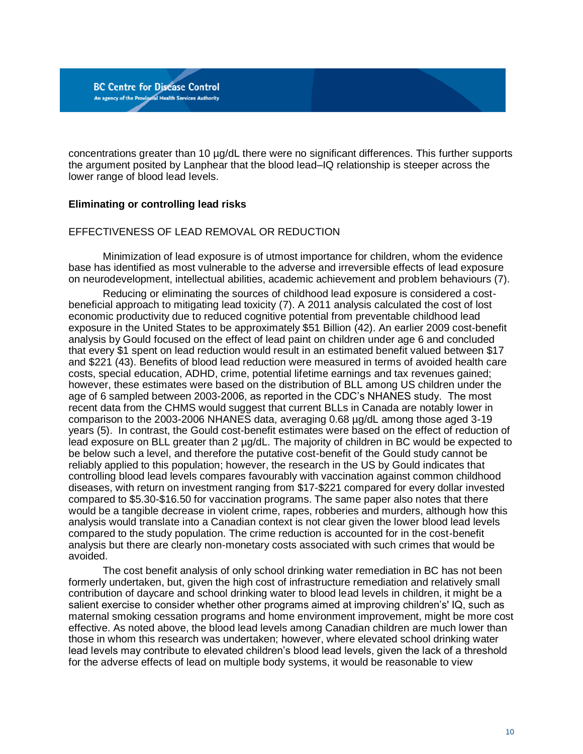concentrations greater than 10 µg/dL there were no significant differences. This further supports the argument posited by Lanphear that the blood lead–IQ relationship is steeper across the lower range of blood lead levels.

## Eliminating or controlling lead risks

### EFFECTIVENESS OF LEAD REMOVAL OR REDUCTION

Minimization of lead exposure is of utmost importance for children, whom the evidence base has identified as most vulnerable to the adverse and irreversible effects of lead exposure on neurodevelopment, intellectual abilities, academic achievement and problem behaviours (7).

Reducing or eliminating the sources of childhood lead exposure is considered a cost-beneficial approach to mitigating lead toxicity (7). A 2011 analysis calculated the cost of lost economic productivity due to reduced cognitive potential from preventable childhood lead exposure in the United States to be approximately $51 Billion (42). An earlier 2009 cost-benefit analysis by Gould focused on the effect of lead paint on children under age 6 and concluded that every $1 spent on lead reduction would result in an estimated benefit valued between $17 and $221 (43). Benefits of blood lead reduction were measured in terms of avoided health care costs, special education, ADHD, crime, potential lifetime earnings and tax revenues gained; however, these estimates were based on the distribution of BLL among US children under the age of 6 sampled between 2003-2006, as reported in the CDC's NHANES study. The most recent data from the CHMS would suggest that current BLLs in Canada are notably lower in comparison to the 2003-2006 NHANES data, averaging 0.68 µg/dL among those aged 3-19 years (5). In contrast, the Gould cost-benefit estimates were based on the effect of reduction of lead exposure on BLL greater than 2 µg/dL. The majority of children in BC would be expected to be below such a level, and therefore the putative cost-benefit of the Gould study cannot be reliably applied to this population; however, the research in the US by Gould indicates that controlling blood lead levels compares favourably with vaccination against common childhood diseases, with return on investment ranging from $17-$221 compared for every dollar invested compared to $5.30-$16.50 for vaccination programs. The same paper also notes that there would be a tangible decrease in violent crime, rapes, robberies and murders, although how this analysis would translate into a Canadian context is not clear given the lower blood lead levels compared to the study population. The crime reduction is accounted for in the cost-benefit analysis but there are clearly non-monetary costs associated with such crimes that would be avoided.

The cost benefit analysis of only school drinking water remediation in BC has not been formerly undertaken, but, given the high cost of infrastructure remediation and relatively small contribution of daycare and school drinking water to blood lead levels in children, it might be a salient exercise to consider whether other programs aimed at improving children's' IQ, such as maternal smoking cessation programs and home environment improvement, might be more cost effective. As noted above, the blood lead levels among Canadian children are much lower than those in whom this research was undertaken; however, where elevated school drinking water lead levels may contribute to elevated children's blood lead levels, given the lack of a threshold for the adverse effects of lead on multiple body systems, it would be reasonable to view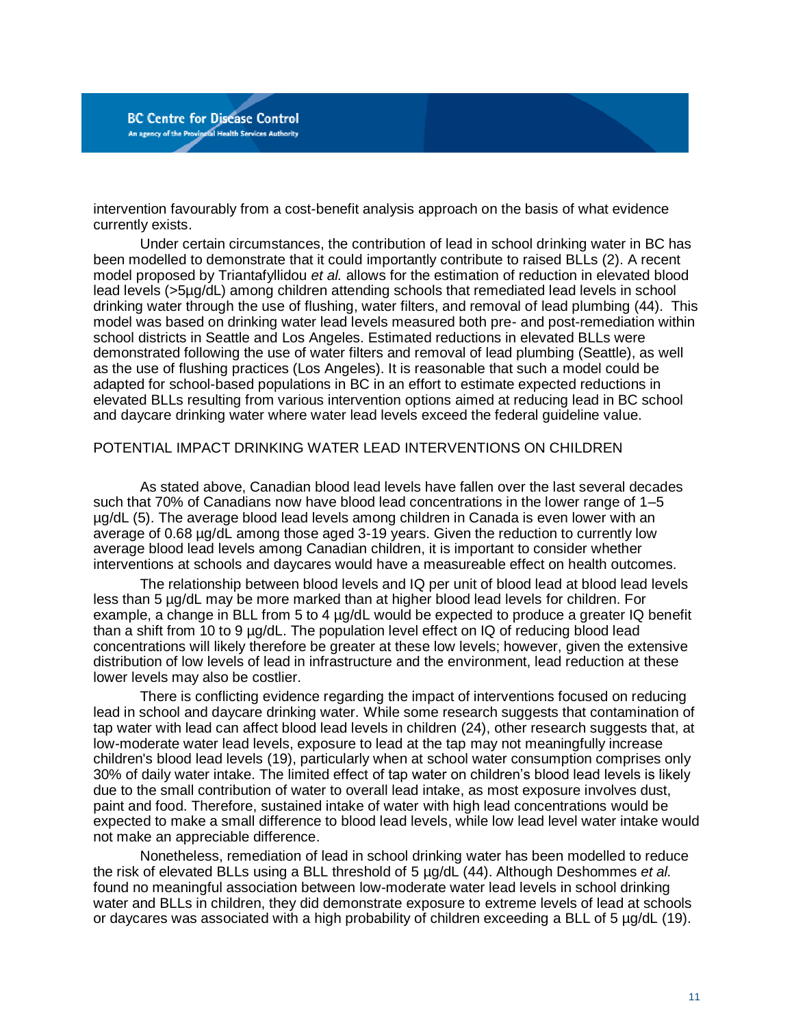intervention favourably from a cost-benefit analysis approach on the basis of what evidence currently exists.

Under certain circumstances, the contribution of lead in school drinking water in BC has been modelled to demonstrate that it could importantly contribute to raised BLLs (2). A recent model proposed by Triantafyllidou *et al.* allows for the estimation of reduction in elevated blood lead levels (>5µg/dL) among children attending schools that remediated lead levels in school drinking water through the use of flushing, water filters, and removal of lead plumbing (44). This model was based on drinking water lead levels measured both pre- and post-remediation within school districts in Seattle and Los Angeles. Estimated reductions in elevated BLLs were demonstrated following the use of water filters and removal of lead plumbing (Seattle), as well as the use of flushing practices (Los Angeles). It is reasonable that such a model could be adapted for school-based populations in BC in an effort to estimate expected reductions in elevated BLLs resulting from various intervention options aimed at reducing lead in BC school and daycare drinking water where water lead levels exceed the federal guideline value.

## POTENTIAL IMPACT DRINKING WATER LEAD INTERVENTIONS ON CHILDREN

As stated above, Canadian blood lead levels have fallen over the last several decades such that 70% of Canadians now have blood lead concentrations in the lower range of 1–5 µg/dL (5). The average blood lead levels among children in Canada is even lower with an average of 0.68 µg/dL among those aged 3-19 years. Given the reduction to currently low average blood lead levels among Canadian children, it is important to consider whether interventions at schools and daycares would have a measureable effect on health outcomes.

The relationship between blood levels and IQ per unit of blood lead at blood lead levels less than 5 µg/dL may be more marked than at higher blood lead levels for children. For example, a change in BLL from 5 to 4 µg/dL would be expected to produce a greater IQ benefit than a shift from 10 to 9 µg/dL. The population level effect on IQ of reducing blood lead concentrations will likely therefore be greater at these low levels; however, given the extensive distribution of low levels of lead in infrastructure and the environment, lead reduction at these lower levels may also be costlier.

There is conflicting evidence regarding the impact of interventions focused on reducing lead in school and daycare drinking water. While some research suggests that contamination of tap water with lead can affect blood lead levels in children (24), other research suggests that, at low-moderate water lead levels, exposure to lead at the tap may not meaningfully increase children's blood lead levels (19), particularly when at school water consumption comprises only 30% of daily water intake. The limited effect of tap water on children's blood lead levels is likely due to the small contribution of water to overall lead intake, as most exposure involves dust, paint and food. Therefore, sustained intake of water with high lead concentrations would be expected to make a small difference to blood lead levels, while low lead level water intake would not make an appreciable difference.

Nonetheless, remediation of lead in school drinking water has been modelled to reduce the risk of elevated BLLs using a BLL threshold of 5 µg/dL (44). Although Deshommes *et al.* found no meaningful association between low-moderate water lead levels in school drinking water and BLLs in children, they did demonstrate exposure to extreme levels of lead at schools or daycares was associated with a high probability of children exceeding a BLL of 5 µg/dL (19).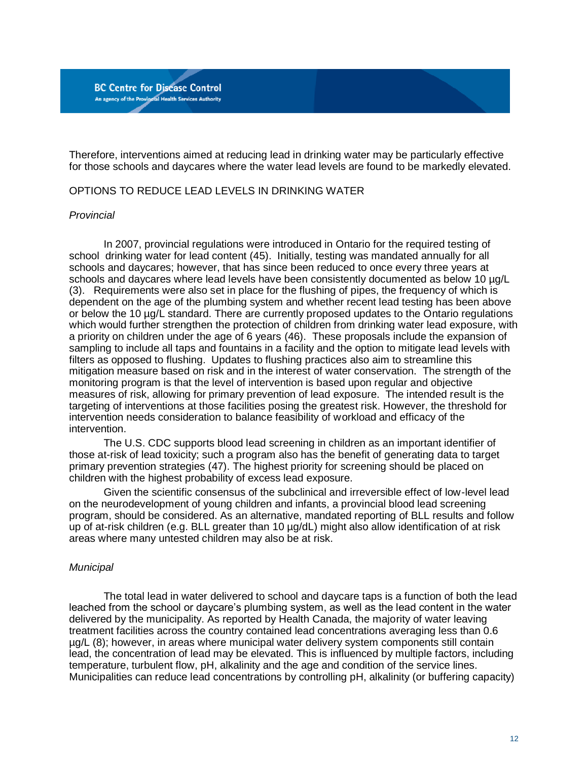Therefore, interventions aimed at reducing lead in drinking water may be particularly effective for those schools and daycares where the water lead levels are found to be markedly elevated.

## OPTIONS TO REDUCE LEAD LEVELS IN DRINKING WATER

### *Provincial*

In 2007, provincial regulations were introduced in Ontario for the required testing of school drinking water for lead content (45). Initially, testing was mandated annually for all schools and daycares; however, that has since been reduced to once every three years at schools and daycares where lead levels have been consistently documented as below 10 µg/L (3). Requirements were also set in place for the flushing of pipes, the frequency of which is dependent on the age of the plumbing system and whether recent lead testing has been above or below the 10 µg/L standard. There are currently proposed updates to the Ontario regulations which would further strengthen the protection of children from drinking water lead exposure, with a priority on children under the age of 6 years (46). These proposals include the expansion of sampling to include all taps and fountains in a facility and the option to mitigate lead levels with filters as opposed to flushing. Updates to flushing practices also aim to streamline this mitigation measure based on risk and in the interest of water conservation. The strength of the monitoring program is that the level of intervention is based upon regular and objective measures of risk, allowing for primary prevention of lead exposure. The intended result is the targeting of interventions at those facilities posing the greatest risk. However, the threshold for intervention needs consideration to balance feasibility of workload and efficacy of the intervention.

The U.S. CDC supports blood lead screening in children as an important identifier of those at-risk of lead toxicity; such a program also has the benefit of generating data to target primary prevention strategies (47). The highest priority for screening should be placed on children with the highest probability of excess lead exposure.

Given the scientific consensus of the subclinical and irreversible effect of low-level lead on the neurodevelopment of young children and infants, a provincial blood lead screening program, should be considered. As an alternative, mandated reporting of BLL results and follow up of at-risk children (e.g. BLL greater than 10 µg/dL) might also allow identification of at risk areas where many untested children may also be at risk.

### *Municipal*

The total lead in water delivered to school and daycare taps is a function of both the lead leached from the school or daycare's plumbing system, as well as the lead content in the water delivered by the municipality. As reported by Health Canada, the majority of water leaving treatment facilities across the country contained lead concentrations averaging less than 0.6 µg/L (8); however, in areas where municipal water delivery system components still contain lead, the concentration of lead may be elevated. This is influenced by multiple factors, including temperature, turbulent flow, pH, alkalinity and the age and condition of the service lines. Municipalities can reduce lead concentrations by controlling pH, alkalinity (or buffering capacity)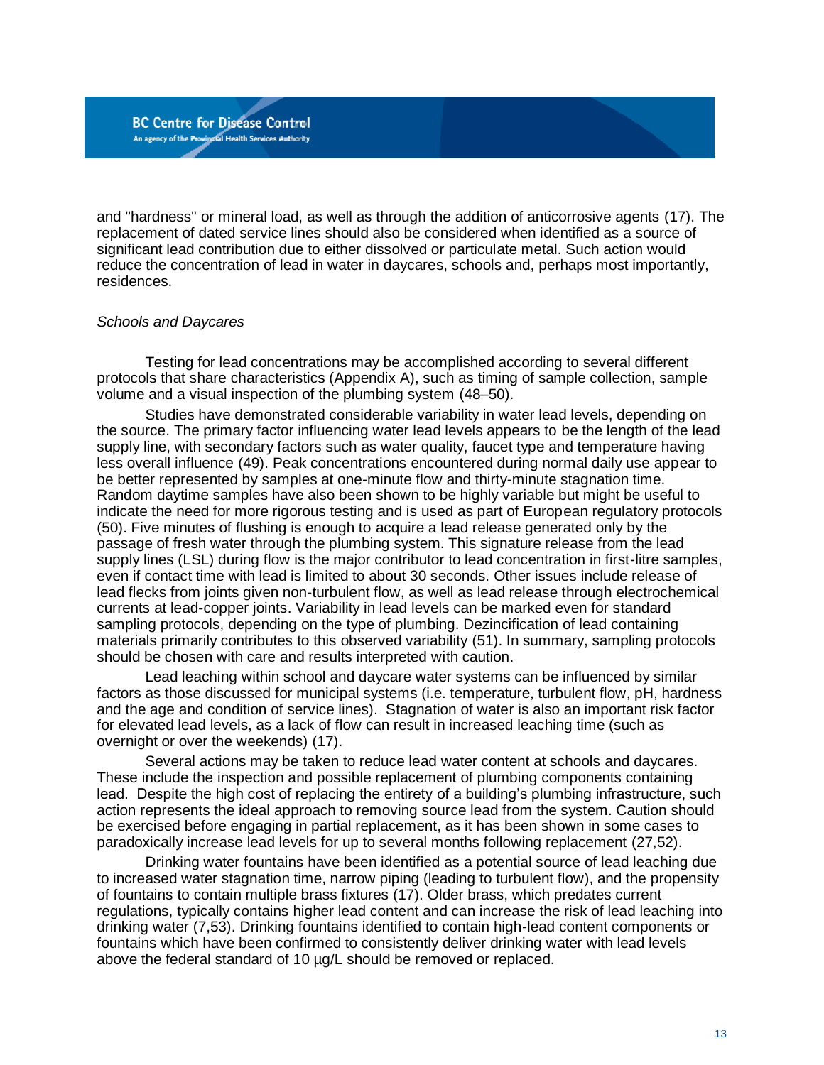and "hardness" or mineral load, as well as through the addition of anticorrosive agents (17). The replacement of dated service lines should also be considered when identified as a source of significant lead contribution due to either dissolved or particulate metal. Such action would reduce the concentration of lead in water in daycares, schools and, perhaps most importantly, residences.

*Schools and Daycares*

Testing for lead concentrations may be accomplished according to several different protocols that share characteristics (Appendix A), such as timing of sample collection, sample volume and a visual inspection of the plumbing system (48–50).

Studies have demonstrated considerable variability in water lead levels, depending on the source. The primary factor influencing water lead levels appears to be the length of the lead supply line, with secondary factors such as water quality, faucet type and temperature having less overall influence (49). Peak concentrations encountered during normal daily use appear to be better represented by samples at one-minute flow and thirty-minute stagnation time. Random daytime samples have also been shown to be highly variable but might be useful to indicate the need for more rigorous testing and is used as part of European regulatory protocols (50). Five minutes of flushing is enough to acquire a lead release generated only by the passage of fresh water through the plumbing system. This signature release from the lead supply lines (LSL) during flow is the major contributor to lead concentration in first-litre samples, even if contact time with lead is limited to about 30 seconds. Other issues include release of lead flecks from joints given non-turbulent flow, as well as lead release through electrochemical currents at lead-copper joints. Variability in lead levels can be marked even for standard sampling protocols, depending on the type of plumbing. Dezincification of lead containing materials primarily contributes to this observed variability (51). In summary, sampling protocols should be chosen with care and results interpreted with caution.

Lead leaching within school and daycare water systems can be influenced by similar factors as those discussed for municipal systems (i.e. temperature, turbulent flow, pH, hardness and the age and condition of service lines). Stagnation of water is also an important risk factor for elevated lead levels, as a lack of flow can result in increased leaching time (such as overnight or over the weekends) (17).

Several actions may be taken to reduce lead water content at schools and daycares. These include the inspection and possible replacement of plumbing components containing lead. Despite the high cost of replacing the entirety of a building's plumbing infrastructure, such action represents the ideal approach to removing source lead from the system. Caution should be exercised before engaging in partial replacement, as it has been shown in some cases to paradoxically increase lead levels for up to several months following replacement (27,52).

Drinking water fountains have been identified as a potential source of lead leaching due to increased water stagnation time, narrow piping (leading to turbulent flow), and the propensity of fountains to contain multiple brass fixtures (17). Older brass, which predates current regulations, typically contains higher lead content and can increase the risk of lead leaching into drinking water (7,53). Drinking fountains identified to contain high-lead content components or fountains which have been confirmed to consistently deliver drinking water with lead levels above the federal standard of 10 µg/L should be removed or replaced.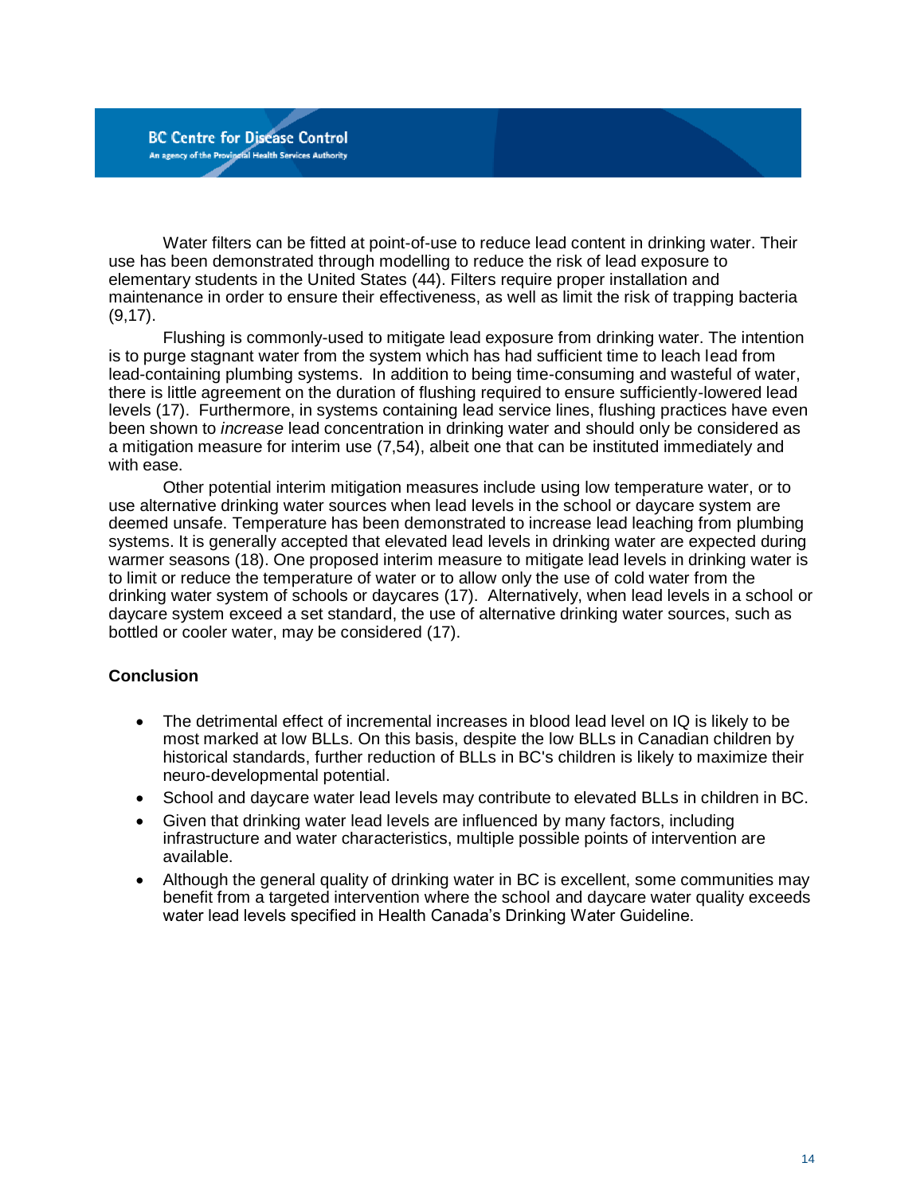Water filters can be fitted at point-of-use to reduce lead content in drinking water. Their use has been demonstrated through modelling to reduce the risk of lead exposure to elementary students in the United States (44). Filters require proper installation and maintenance in order to ensure their effectiveness, as well as limit the risk of trapping bacteria (9,17).

Flushing is commonly-used to mitigate lead exposure from drinking water. The intention is to purge stagnant water from the system which has had sufficient time to leach lead from lead-containing plumbing systems. In addition to being time-consuming and wasteful of water, there is little agreement on the duration of flushing required to ensure sufficiently-lowered lead levels (17). Furthermore, in systems containing lead service lines, flushing practices have even been shown to *increase* lead concentration in drinking water and should only be considered as a mitigation measure for interim use (7,54), albeit one that can be instituted immediately and with ease.

Other potential interim mitigation measures include using low temperature water, or to use alternative drinking water sources when lead levels in the school or daycare system are deemed unsafe. Temperature has been demonstrated to increase lead leaching from plumbing systems. It is generally accepted that elevated lead levels in drinking water are expected during warmer seasons (18). One proposed interim measure to mitigate lead levels in drinking water is to limit or reduce the temperature of water or to allow only the use of cold water from the drinking water system of schools or daycares (17). Alternatively, when lead levels in a school or daycare system exceed a set standard, the use of alternative drinking water sources, such as bottled or cooler water, may be considered (17).

## Conclusion

- The detrimental effect of incremental increases in blood lead level on IQ is likely to be most marked at low BLLs. On this basis, despite the low BLLs in Canadian children by historical standards, further reduction of BLLs in BC's children is likely to maximize their neuro-developmental potential.
- School and daycare water lead levels may contribute to elevated BLLs in children in BC.
- Given that drinking water lead levels are influenced by many factors, including infrastructure and water characteristics, multiple possible points of intervention are available.
- Although the general quality of drinking water in BC is excellent, some communities may benefit from a targeted intervention where the school and daycare water quality exceeds water lead levels specified in Health Canada's Drinking Water Guideline.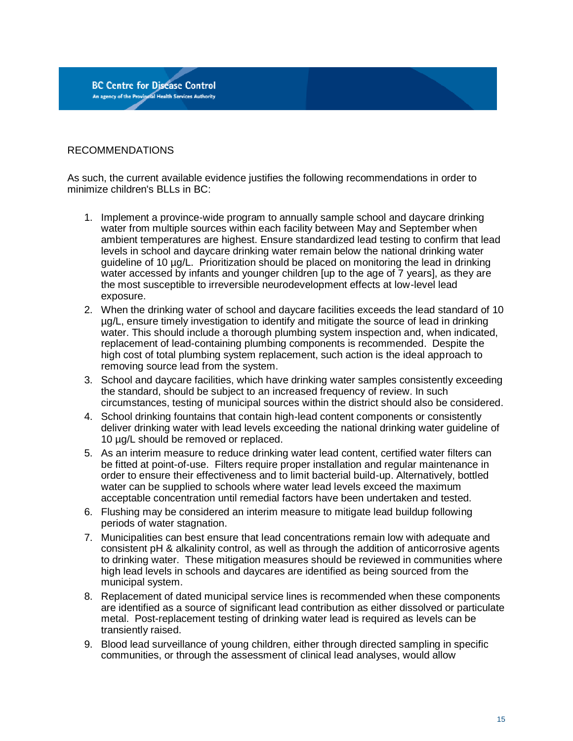## RECOMMENDATIONS

As such, the current available evidence justifies the following recommendations in order to minimize children's BLLs in BC:

1. Implement a province-wide program to annually sample school and daycare drinking water from multiple sources within each facility between May and September when ambient temperatures are highest. Ensure standardized lead testing to confirm that lead levels in school and daycare drinking water remain below the national drinking water guideline of 10 µg/L. Prioritization should be placed on monitoring the lead in drinking water accessed by infants and younger children [up to the age of 7 years], as they are the most susceptible to irreversible neurodevelopment effects at low-level lead exposure.
2. When the drinking water of school and daycare facilities exceeds the lead standard of 10 µg/L, ensure timely investigation to identify and mitigate the source of lead in drinking water. This should include a thorough plumbing system inspection and, when indicated, replacement of lead-containing plumbing components is recommended. Despite the high cost of total plumbing system replacement, such action is the ideal approach to removing source lead from the system.
3. School and daycare facilities, which have drinking water samples consistently exceeding the standard, should be subject to an increased frequency of review. In such circumstances, testing of municipal sources within the district should also be considered.
4. School drinking fountains that contain high-lead content components or consistently deliver drinking water with lead levels exceeding the national drinking water guideline of 10 µg/L should be removed or replaced.
5. As an interim measure to reduce drinking water lead content, certified water filters can be fitted at point-of-use. Filters require proper installation and regular maintenance in order to ensure their effectiveness and to limit bacterial build-up. Alternatively, bottled water can be supplied to schools where water lead levels exceed the maximum acceptable concentration until remedial factors have been undertaken and tested.
6. Flushing may be considered an interim measure to mitigate lead buildup following periods of water stagnation.
7. Municipalities can best ensure that lead concentrations remain low with adequate and consistent pH & alkalinity control, as well as through the addition of anticorrosive agents to drinking water. These mitigation measures should be reviewed in communities where high lead levels in schools and daycares are identified as being sourced from the municipal system.
8. Replacement of dated municipal service lines is recommended when these components are identified as a source of significant lead contribution as either dissolved or particulate metal. Post-replacement testing of drinking water lead is required as levels can be transiently raised.
9. Blood lead surveillance of young children, either through directed sampling in specific communities, or through the assessment of clinical lead analyses, would allow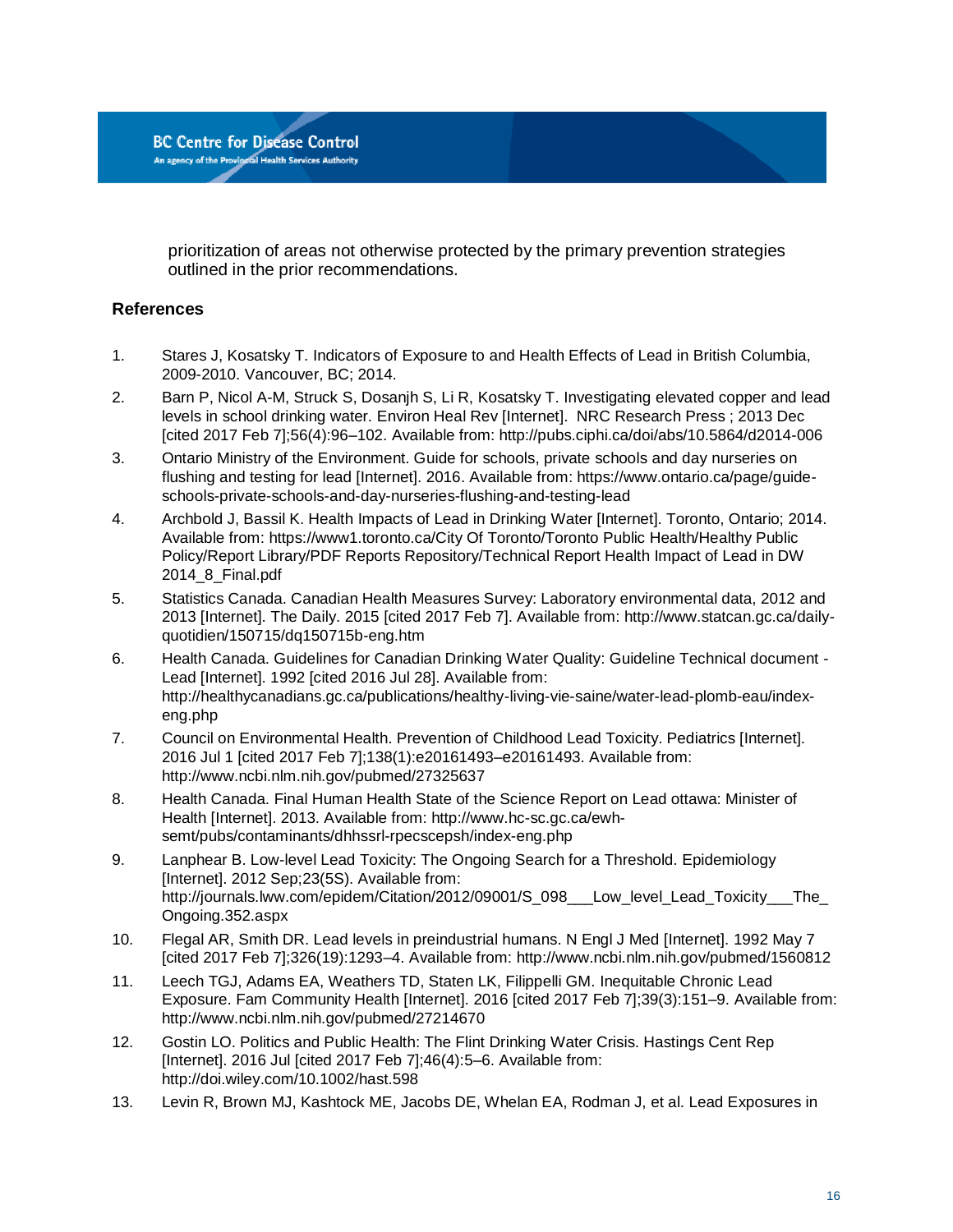prioritization of areas not otherwise protected by the primary prevention strategies outlined in the prior recommendations.

## References

1. Stares J, Kosatsky T. Indicators of Exposure to and Health Effects of Lead in British Columbia, 2009-2010. Vancouver, BC; 2014.
2. Barn P, Nicol A-M, Struck S, Dosanjh S, Li R, Kosatsky T. Investigating elevated copper and lead levels in school drinking water. Environ Heal Rev [Internet]. NRC Research Press ; 2013 Dec [cited 2017 Feb 7];56(4):96–102. Available from: http://pubs.ciphi.ca/doi/abs/10.5864/d2014-006
3. Ontario Ministry of the Environment. Guide for schools, private schools and day nurseries on flushing and testing for lead [Internet]. 2016. Available from: https://www.ontario.ca/page/guide-schools-private-schools-and-day-nurseries-flushing-and-testing-lead
4. Archbold J, Bassil K. Health Impacts of Lead in Drinking Water [Internet]. Toronto, Ontario; 2014. Available from: https://www1.toronto.ca/City Of Toronto/Toronto Public Health/Healthy Public Policy/Report Library/PDF Reports Repository/Technical Report Health Impact of Lead in DW 2014_8_Final.pdf
5. Statistics Canada. Canadian Health Measures Survey: Laboratory environmental data, 2012 and 2013 [Internet]. The Daily. 2015 [cited 2017 Feb 7]. Available from: http://www.statcan.gc.ca/daily-quotidien/150715/dq150715b-eng.htm
6. Health Canada. Guidelines for Canadian Drinking Water Quality: Guideline Technical document - Lead [Internet]. 1992 [cited 2016 Jul 28]. Available from: http://healthycanadians.gc.ca/publications/healthy-living-vie-saine/water-lead-plomb-eau/index-eng.php
7. Council on Environmental Health. Prevention of Childhood Lead Toxicity. Pediatrics [Internet]. 2016 Jul 1 [cited 2017 Feb 7];138(1):e20161493–e20161493. Available from: http://www.ncbi.nlm.nih.gov/pubmed/27325637
8. Health Canada. Final Human Health State of the Science Report on Lead ottawa: Minister of Health [Internet]. 2013. Available from: http://www.hc-sc.gc.ca/ewh-semt/pubs/contaminants/dhhssrl-rpecscepsh/index-eng.php
9. Lanphear B. Low-level Lead Toxicity: The Ongoing Search for a Threshold. Epidemiology [Internet]. 2012 Sep;23(5S). Available from: http://journals.lww.com/epidem/Citation/2012/09001/S_098___Low_level_Lead_Toxicity___The_Ongoing.352.aspx
10. Flegal AR, Smith DR. Lead levels in preindustrial humans. N Engl J Med [Internet]. 1992 May 7 [cited 2017 Feb 7];326(19):1293–4. Available from: http://www.ncbi.nlm.nih.gov/pubmed/1560812
11. Leech TGJ, Adams EA, Weathers TD, Staten LK, Filippelli GM. Inequitable Chronic Lead Exposure. Fam Community Health [Internet]. 2016 [cited 2017 Feb 7];39(3):151–9. Available from: http://www.ncbi.nlm.nih.gov/pubmed/27214670
12. Gostin LO. Politics and Public Health: The Flint Drinking Water Crisis. Hastings Cent Rep [Internet]. 2016 Jul [cited 2017 Feb 7];46(4):5–6. Available from: http://doi.wiley.com/10.1002/hast.598
13. Levin R, Brown MJ, Kashtock ME, Jacobs DE, Whelan EA, Rodman J, et al. Lead Exposures in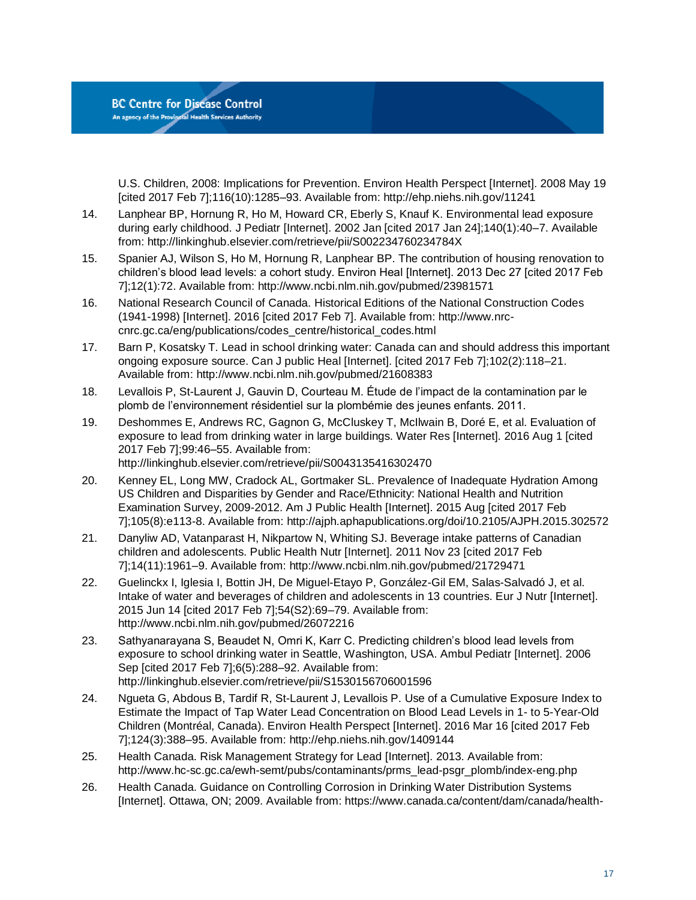U.S. Children, 2008: Implications for Prevention. Environ Health Perspect [Internet]. 2008 May 19 [cited 2017 Feb 7];116(10):1285–93. Available from: http://ehp.niehs.nih.gov/11241

14. Lanphear BP, Hornung R, Ho M, Howard CR, Eberly S, Knauf K. Environmental lead exposure during early childhood. J Pediatr [Internet]. 2002 Jan [cited 2017 Jan 24];140(1):40–7. Available from: http://linkinghub.elsevier.com/retrieve/pii/S002234760234784X

15. Spanier AJ, Wilson S, Ho M, Hornung R, Lanphear BP. The contribution of housing renovation to children's blood lead levels: a cohort study. Environ Heal [Internet]. 2013 Dec 27 [cited 2017 Feb 7];12(1):72. Available from: http://www.ncbi.nlm.nih.gov/pubmed/23981571

16. National Research Council of Canada. Historical Editions of the National Construction Codes (1941-1998) [Internet]. 2016 [cited 2017 Feb 7]. Available from: http://www.nrc-cnrc.gc.ca/eng/publications/codes_centre/historical_codes.html

17. Barn P, Kosatsky T. Lead in school drinking water: Canada can and should address this important ongoing exposure source. Can J public Heal [Internet]. [cited 2017 Feb 7];102(2):118–21. Available from: http://www.ncbi.nlm.nih.gov/pubmed/21608383

18. Levallois P, St-Laurent J, Gauvin D, Courteau M. Étude de l'impact de la contamination par le plomb de l'environnement résidentiel sur la plombémie des jeunes enfants. 2011.

19. Deshommes E, Andrews RC, Gagnon G, McCluskey T, McIlwain B, Doré E, et al. Evaluation of exposure to lead from drinking water in large buildings. Water Res [Internet]. 2016 Aug 1 [cited 2017 Feb 7];99:46–55. Available from: http://linkinghub.elsevier.com/retrieve/pii/S0043135416302470

20. Kenney EL, Long MW, Cradock AL, Gortmaker SL. Prevalence of Inadequate Hydration Among US Children and Disparities by Gender and Race/Ethnicity: National Health and Nutrition Examination Survey, 2009-2012. Am J Public Health [Internet]. 2015 Aug [cited 2017 Feb 7];105(8):e113-8. Available from: http://ajph.aphapublications.org/doi/10.2105/AJPH.2015.302572

21. Danyliw AD, Vatanparast H, Nikpartow N, Whiting SJ. Beverage intake patterns of Canadian children and adolescents. Public Health Nutr [Internet]. 2011 Nov 23 [cited 2017 Feb 7];14(11):1961–9. Available from: http://www.ncbi.nlm.nih.gov/pubmed/21729471

22. Guelinckx I, Iglesia I, Bottin JH, De Miguel-Etayo P, González-Gil EM, Salas-Salvadó J, et al. Intake of water and beverages of children and adolescents in 13 countries. Eur J Nutr [Internet]. 2015 Jun 14 [cited 2017 Feb 7];54(S2):69–79. Available from: http://www.ncbi.nlm.nih.gov/pubmed/26072216

23. Sathyanarayana S, Beaudet N, Omri K, Karr C. Predicting children's blood lead levels from exposure to school drinking water in Seattle, Washington, USA. Ambul Pediatr [Internet]. 2006 Sep [cited 2017 Feb 7];6(5):288–92. Available from: http://linkinghub.elsevier.com/retrieve/pii/S1530156706001596

24. Ngueta G, Abdous B, Tardif R, St-Laurent J, Levallois P. Use of a Cumulative Exposure Index to Estimate the Impact of Tap Water Lead Concentration on Blood Lead Levels in 1- to 5-Year-Old Children (Montréal, Canada). Environ Health Perspect [Internet]. 2016 Mar 16 [cited 2017 Feb 7];124(3):388–95. Available from: http://ehp.niehs.nih.gov/1409144

25. Health Canada. Risk Management Strategy for Lead [Internet]. 2013. Available from: http://www.hc-sc.gc.ca/ewh-semt/pubs/contaminants/prms_lead-psgr_plomb/index-eng.php

26. Health Canada. Guidance on Controlling Corrosion in Drinking Water Distribution Systems [Internet]. Ottawa, ON; 2009. Available from: https://www.canada.ca/content/dam/canada/health-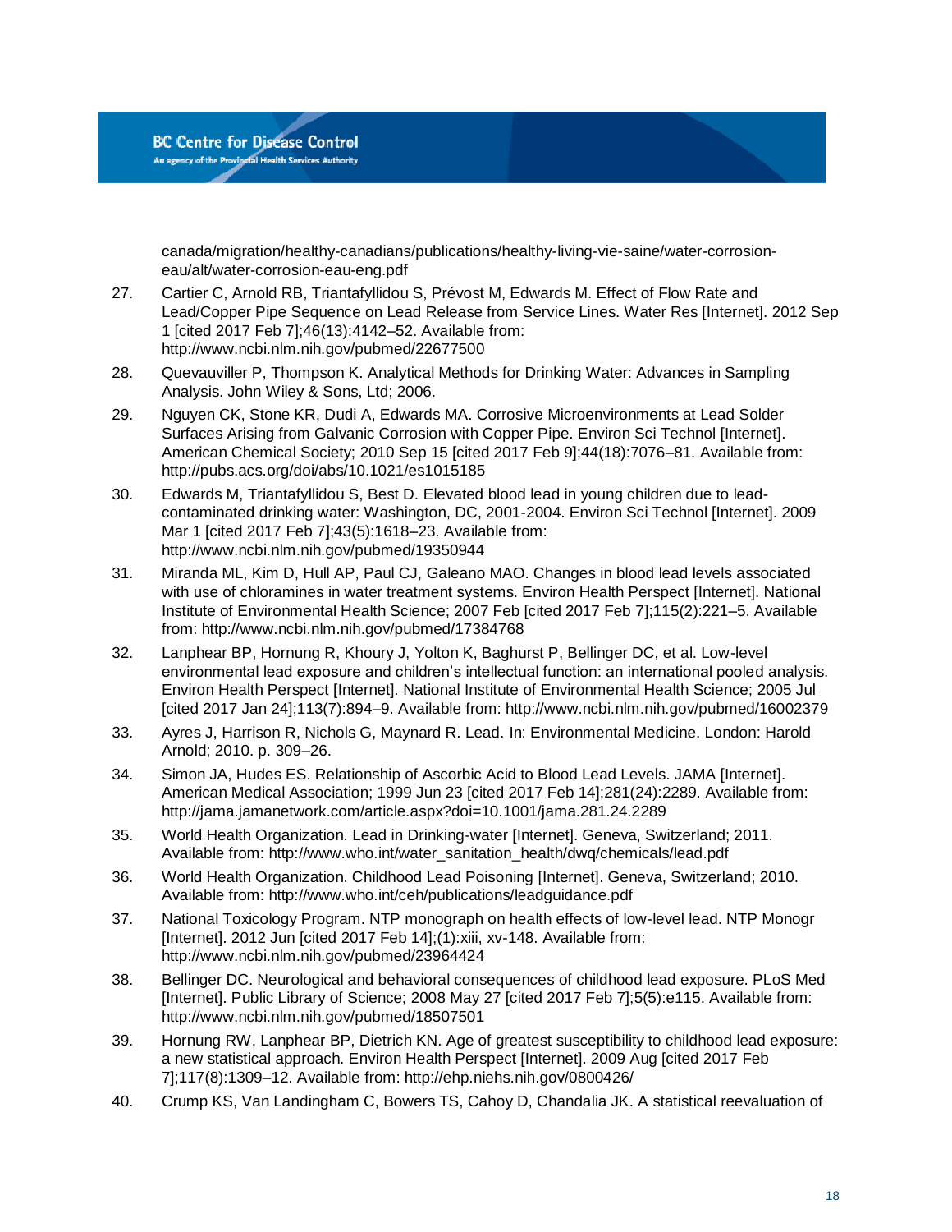canada/migration/healthy-canadians/publications/healthy-living-vie-saine/water-corrosion-eau/alt/water-corrosion-eau-eng.pdf

27. Cartier C, Arnold RB, Triantafyllidou S, Prévost M, Edwards M. Effect of Flow Rate and Lead/Copper Pipe Sequence on Lead Release from Service Lines. Water Res [Internet]. 2012 Sep 1 [cited 2017 Feb 7];46(13):4142–52. Available from: http://www.ncbi.nlm.nih.gov/pubmed/22677500
28. Quevauviller P, Thompson K. Analytical Methods for Drinking Water: Advances in Sampling Analysis. John Wiley & Sons, Ltd; 2006.
29. Nguyen CK, Stone KR, Dudi A, Edwards MA. Corrosive Microenvironments at Lead Solder Surfaces Arising from Galvanic Corrosion with Copper Pipe. Environ Sci Technol [Internet]. American Chemical Society; 2010 Sep 15 [cited 2017 Feb 9];44(18):7076–81. Available from: http://pubs.acs.org/doi/abs/10.1021/es1015185
30. Edwards M, Triantafyllidou S, Best D. Elevated blood lead in young children due to lead-contaminated drinking water: Washington, DC, 2001-2004. Environ Sci Technol [Internet]. 2009 Mar 1 [cited 2017 Feb 7];43(5):1618–23. Available from: http://www.ncbi.nlm.nih.gov/pubmed/19350944
31. Miranda ML, Kim D, Hull AP, Paul CJ, Galeano MAO. Changes in blood lead levels associated with use of chloramines in water treatment systems. Environ Health Perspect [Internet]. National Institute of Environmental Health Science; 2007 Feb [cited 2017 Feb 7];115(2):221–5. Available from: http://www.ncbi.nlm.nih.gov/pubmed/17384768
32. Lanphear BP, Hornung R, Khoury J, Yolton K, Baghurst P, Bellinger DC, et al. Low-level environmental lead exposure and children's intellectual function: an international pooled analysis. Environ Health Perspect [Internet]. National Institute of Environmental Health Science; 2005 Jul [cited 2017 Jan 24];113(7):894–9. Available from: http://www.ncbi.nlm.nih.gov/pubmed/16002379
33. Ayres J, Harrison R, Nichols G, Maynard R. Lead. In: Environmental Medicine. London: Harold Arnold; 2010. p. 309–26.
34. Simon JA, Hudes ES. Relationship of Ascorbic Acid to Blood Lead Levels. JAMA [Internet]. American Medical Association; 1999 Jun 23 [cited 2017 Feb 14];281(24):2289. Available from: http://jama.jamanetwork.com/article.aspx?doi=10.1001/jama.281.24.2289
35. World Health Organization. Lead in Drinking-water [Internet]. Geneva, Switzerland; 2011. Available from: http://www.who.int/water_sanitation_health/dwq/chemicals/lead.pdf
36. World Health Organization. Childhood Lead Poisoning [Internet]. Geneva, Switzerland; 2010. Available from: http://www.who.int/ceh/publications/leadguidance.pdf
37. National Toxicology Program. NTP monograph on health effects of low-level lead. NTP Monogr [Internet]. 2012 Jun [cited 2017 Feb 14];(1):xiii, xv-148. Available from: http://www.ncbi.nlm.nih.gov/pubmed/23964424
38. Bellinger DC. Neurological and behavioral consequences of childhood lead exposure. PLoS Med [Internet]. Public Library of Science; 2008 May 27 [cited 2017 Feb 7];5(5):e115. Available from: http://www.ncbi.nlm.nih.gov/pubmed/18507501
39. Hornung RW, Lanphear BP, Dietrich KN. Age of greatest susceptibility to childhood lead exposure: a new statistical approach. Environ Health Perspect [Internet]. 2009 Aug [cited 2017 Feb 7];117(8):1309–12. Available from: http://ehp.niehs.nih.gov/0800426/
40. Crump KS, Van Landingham C, Bowers TS, Cahoy D, Chandalia JK. A statistical reevaluation of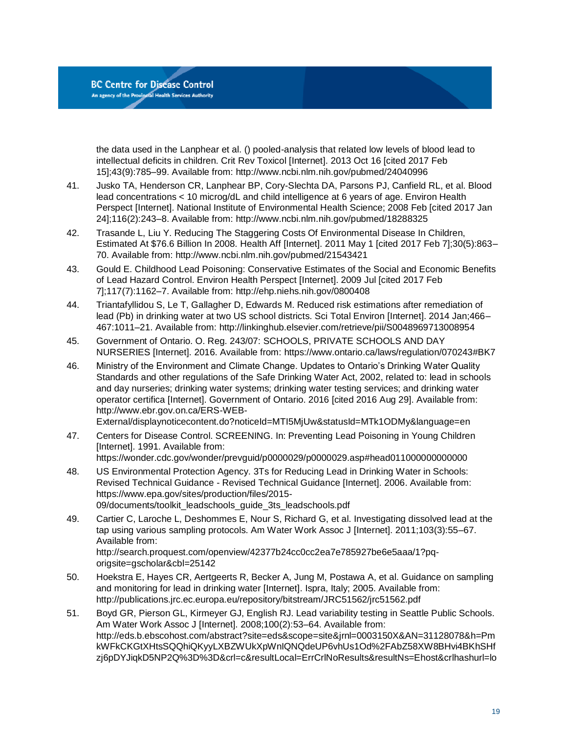the data used in the Lanphear et al. () pooled-analysis that related low levels of blood lead to intellectual deficits in children. Crit Rev Toxicol [Internet]. 2013 Oct 16 [cited 2017 Feb 15];43(9):785–99. Available from: http://www.ncbi.nlm.nih.gov/pubmed/24040996

41. Jusko TA, Henderson CR, Lanphear BP, Cory-Slechta DA, Parsons PJ, Canfield RL, et al. Blood lead concentrations < 10 microg/dL and child intelligence at 6 years of age. Environ Health Perspect [Internet]. National Institute of Environmental Health Science; 2008 Feb [cited 2017 Jan 24];116(2):243–8. Available from: http://www.ncbi.nlm.nih.gov/pubmed/18288325

42. Trasande L, Liu Y. Reducing The Staggering Costs Of Environmental Disease In Children, Estimated At $76.6 Billion In 2008. Health Aff [Internet]. 2011 May 1 [cited 2017 Feb 7];30(5):863–70. Available from: http://www.ncbi.nlm.nih.gov/pubmed/21543421

43. Gould E. Childhood Lead Poisoning: Conservative Estimates of the Social and Economic Benefits of Lead Hazard Control. Environ Health Perspect [Internet]. 2009 Jul [cited 2017 Feb 7];117(7):1162–7. Available from: http://ehp.niehs.nih.gov/0800408

44. Triantafyllidou S, Le T, Gallagher D, Edwards M. Reduced risk estimations after remediation of lead (Pb) in drinking water at two US school districts. Sci Total Environ [Internet]. 2014 Jan;466–467:1011–21. Available from: http://linkinghub.elsevier.com/retrieve/pii/S0048969713008954

45. Government of Ontario. O. Reg. 243/07: SCHOOLS, PRIVATE SCHOOLS AND DAY NURSERIES [Internet]. 2016. Available from: https://www.ontario.ca/laws/regulation/070243#BK7

46. Ministry of the Environment and Climate Change. Updates to Ontario's Drinking Water Quality Standards and other regulations of the Safe Drinking Water Act, 2002, related to: lead in schools and day nurseries; drinking water systems; drinking water testing services; and drinking water operator certifica [Internet]. Government of Ontario. 2016 [cited 2016 Aug 29]. Available from: http://www.ebr.gov.on.ca/ERS-WEB-External/displaynoticecontent.do?noticeId=MTI5MjUw&statusId=MTk1ODMy&language=en

47. Centers for Disease Control. SCREENING. In: Preventing Lead Poisoning in Young Children [Internet]. 1991. Available from: https://wonder.cdc.gov/wonder/prevguid/p0000029/p0000029.asp#head011000000000000

48. US Environmental Protection Agency. 3Ts for Reducing Lead in Drinking Water in Schools: Revised Technical Guidance - Revised Technical Guidance [Internet]. 2006. Available from: https://www.epa.gov/sites/production/files/2015-09/documents/toolkit_leadschools_guide_3ts_leadschools.pdf

49. Cartier C, Laroche L, Deshommes E, Nour S, Richard G, et al. Investigating dissolved lead at the tap using various sampling protocols. Am Water Work Assoc J [Internet]. 2011;103(3):55–67. Available from: http://search.proquest.com/openview/42377b24cc0cc2ea7e785927be6e5aaa/1?pq-origsite=gscholar&cbl=25142

50. Hoekstra E, Hayes CR, Aertgeerts R, Becker A, Jung M, Postawa A, et al. Guidance on sampling and monitoring for lead in drinking water [Internet]. Ispra, Italy; 2005. Available from: http://publications.jrc.ec.europa.eu/repository/bitstream/JRC51562/jrc51562.pdf

51. Boyd GR, Pierson GL, Kirmeyer GJ, English RJ. Lead variability testing in Seattle Public Schools. Am Water Work Assoc J [Internet]. 2008;100(2):53–64. Available from: http://eds.b.ebscohost.com/abstract?site=eds&scope=site&jrnl=0003150X&AN=31128078&h=PmkWFkCKGtXHtsSQQhiQKyyLXBZWUkXpWnIQNQdeUP6vhUs1Od%2FAbZ58XW8BHvi4BKhSHfzj6pDYJiqkD5NP2Q%3D%3D&crl=c&resultLocal=ErrCrlNoResults&resultNs=Ehost&crlhashurl=lo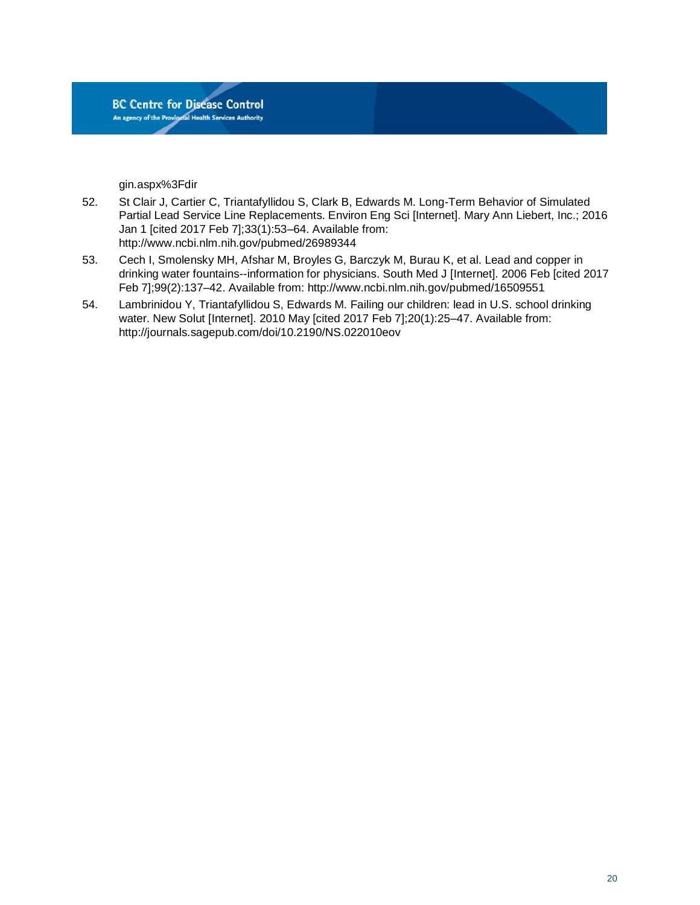gin.aspx%3Fdir

52. St Clair J, Cartier C, Triantafyllidou S, Clark B, Edwards M. Long-Term Behavior of Simulated Partial Lead Service Line Replacements. Environ Eng Sci [Internet]. Mary Ann Liebert, Inc.; 2016 Jan 1 [cited 2017 Feb 7];33(1):53–64. Available from: http://www.ncbi.nlm.nih.gov/pubmed/26989344
53. Cech I, Smolensky MH, Afshar M, Broyles G, Barczyk M, Burau K, et al. Lead and copper in drinking water fountains--information for physicians. South Med J [Internet]. 2006 Feb [cited 2017 Feb 7];99(2):137–42. Available from: http://www.ncbi.nlm.nih.gov/pubmed/16509551
54. Lambrinidou Y, Triantafyllidou S, Edwards M. Failing our children: lead in U.S. school drinking water. New Solut [Internet]. 2010 May [cited 2017 Feb 7];20(1):25–47. Available from: http://journals.sagepub.com/doi/10.2190/NS.022010eov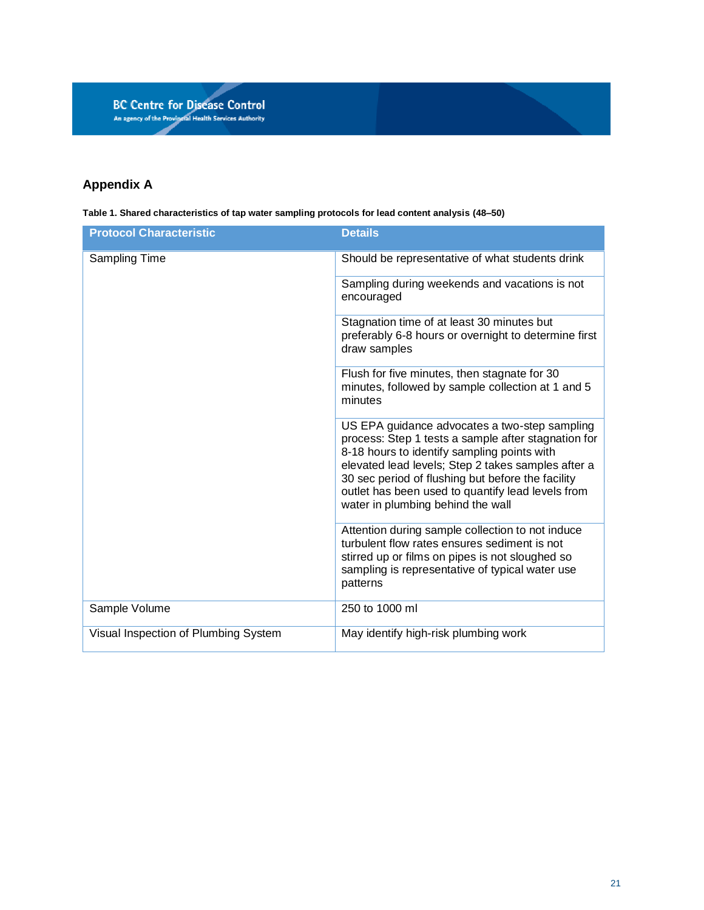## Appendix A

**Table 1. Shared characteristics of tap water sampling protocols for lead content analysis (48–50)**

| Protocol Characteristic | Details |
| --- | --- |
| Sampling Time | Should be representative of what students drink |
| | Sampling during weekends and vacations is not encouraged |
| | Stagnation time of at least 30 minutes but preferably 6-8 hours or overnight to determine first draw samples |
| | Flush for five minutes, then stagnate for 30 minutes, followed by sample collection at 1 and 5 minutes |
| | US EPA guidance advocates a two-step sampling process: Step 1 tests a sample after stagnation for 8-18 hours to identify sampling points with elevated lead levels; Step 2 takes samples after a 30 sec period of flushing but before the facility outlet has been used to quantify lead levels from water in plumbing behind the wall |
| | Attention during sample collection to not induce turbulent flow rates ensures sediment is not stirred up or films on pipes is not sloughed so sampling is representative of typical water use patterns |
| Sample Volume | 250 to 1000 ml |
| Visual Inspection of Plumbing System | May identify high-risk plumbing work |